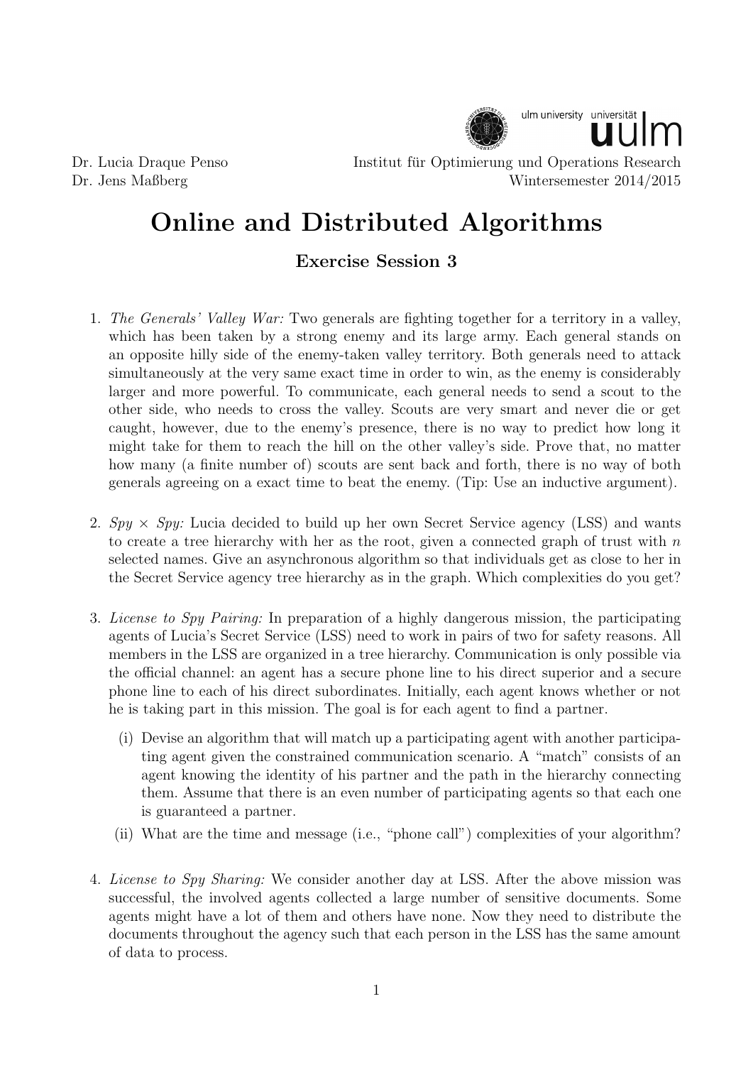Dr. Lucia Draque Penso
Dr. Jens Maßberg

Institut für Optimierung und Operations Research
Wintersemester 2014/2015

# Online and Distributed Algorithms

## Exercise Session 3

1. *The Generals' Valley War:* Two generals are fighting together for a territory in a valley, which has been taken by a strong enemy and its large army. Each general stands on an opposite hilly side of the enemy-taken valley territory. Both generals need to attack simultaneously at the very same exact time in order to win, as the enemy is considerably larger and more powerful. To communicate, each general needs to send a scout to the other side, who needs to cross the valley. Scouts are very smart and never die or get caught, however, due to the enemy's presence, there is no way to predict how long it might take for them to reach the hill on the other valley's side. Prove that, no matter how many (a finite number of) scouts are sent back and forth, there is no way of both generals agreeing on a exact time to beat the enemy. (Tip: Use an inductive argument).

2. *Spy × Spy:* Lucia decided to build up her own Secret Service agency (LSS) and wants to create a tree hierarchy with her as the root, given a connected graph of trust with $n$ selected names. Give an asynchronous algorithm so that individuals get as close to her in the Secret Service agency tree hierarchy as in the graph. Which complexities do you get?

3. *License to Spy Pairing:* In preparation of a highly dangerous mission, the participating agents of Lucia's Secret Service (LSS) need to work in pairs of two for safety reasons. All members in the LSS are organized in a tree hierarchy. Communication is only possible via the official channel: an agent has a secure phone line to his direct superior and a secure phone line to each of his direct subordinates. Initially, each agent knows whether or not he is taking part in this mission. The goal is for each agent to find a partner.

   (i) Devise an algorithm that will match up a participating agent with another participating agent given the constrained communication scenario. A "match" consists of an agent knowing the identity of his partner and the path in the hierarchy connecting them. Assume that there is an even number of participating agents so that each one is guaranteed a partner.

   (ii) What are the time and message (i.e., "phone call") complexities of your algorithm?

4. *License to Spy Sharing:* We consider another day at LSS. After the above mission was successful, the involved agents collected a large number of sensitive documents. Some agents might have a lot of them and others have none. Now they need to distribute the documents throughout the agency such that each person in the LSS has the same amount of data to process.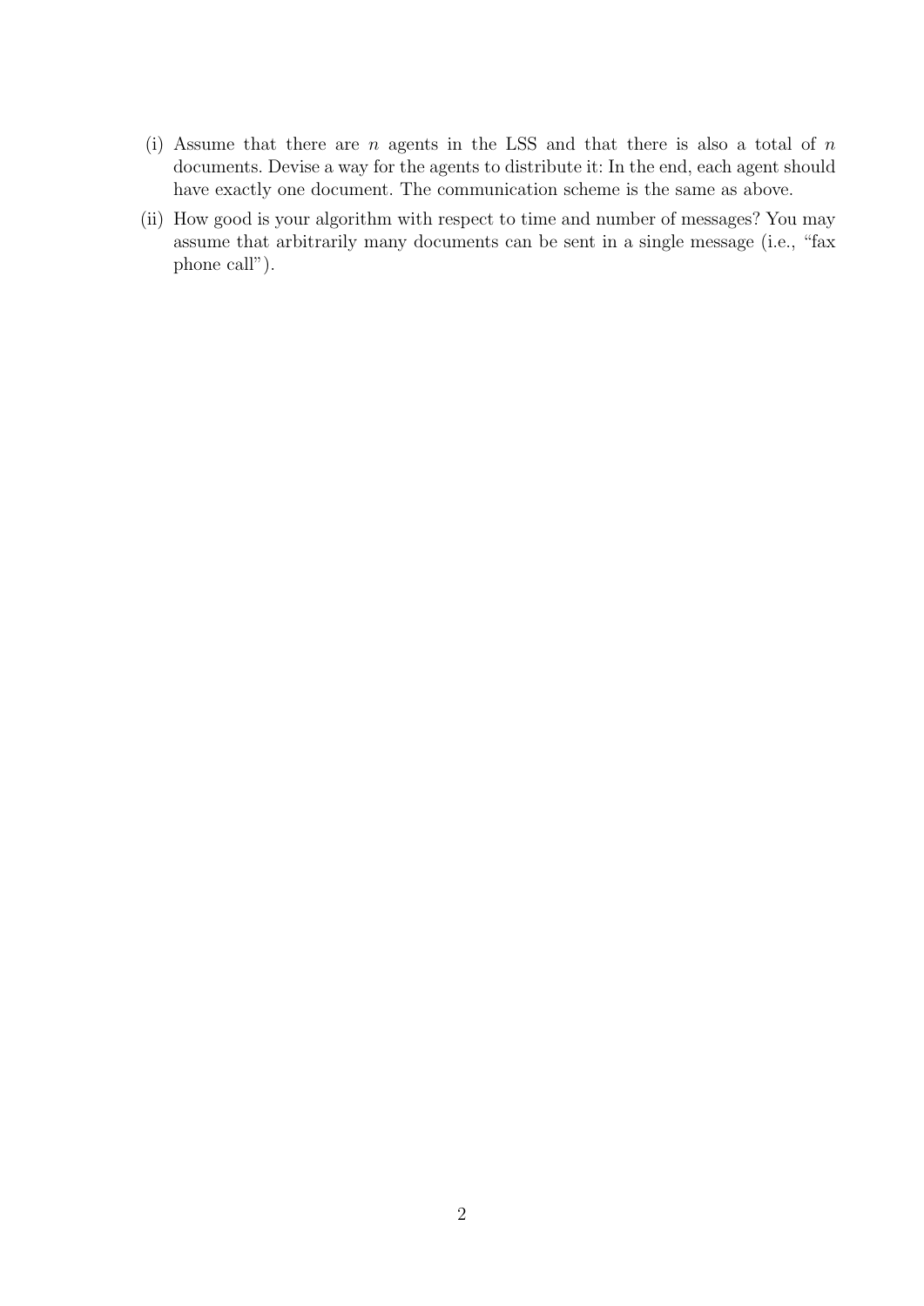(i) Assume that there are $n$ agents in the LSS and that there is also a total of $n$ documents. Devise a way for the agents to distribute it: In the end, each agent should have exactly one document. The communication scheme is the same as above.

(ii) How good is your algorithm with respect to time and number of messages? You may assume that arbitrarily many documents can be sent in a single message (i.e., "fax phone call").